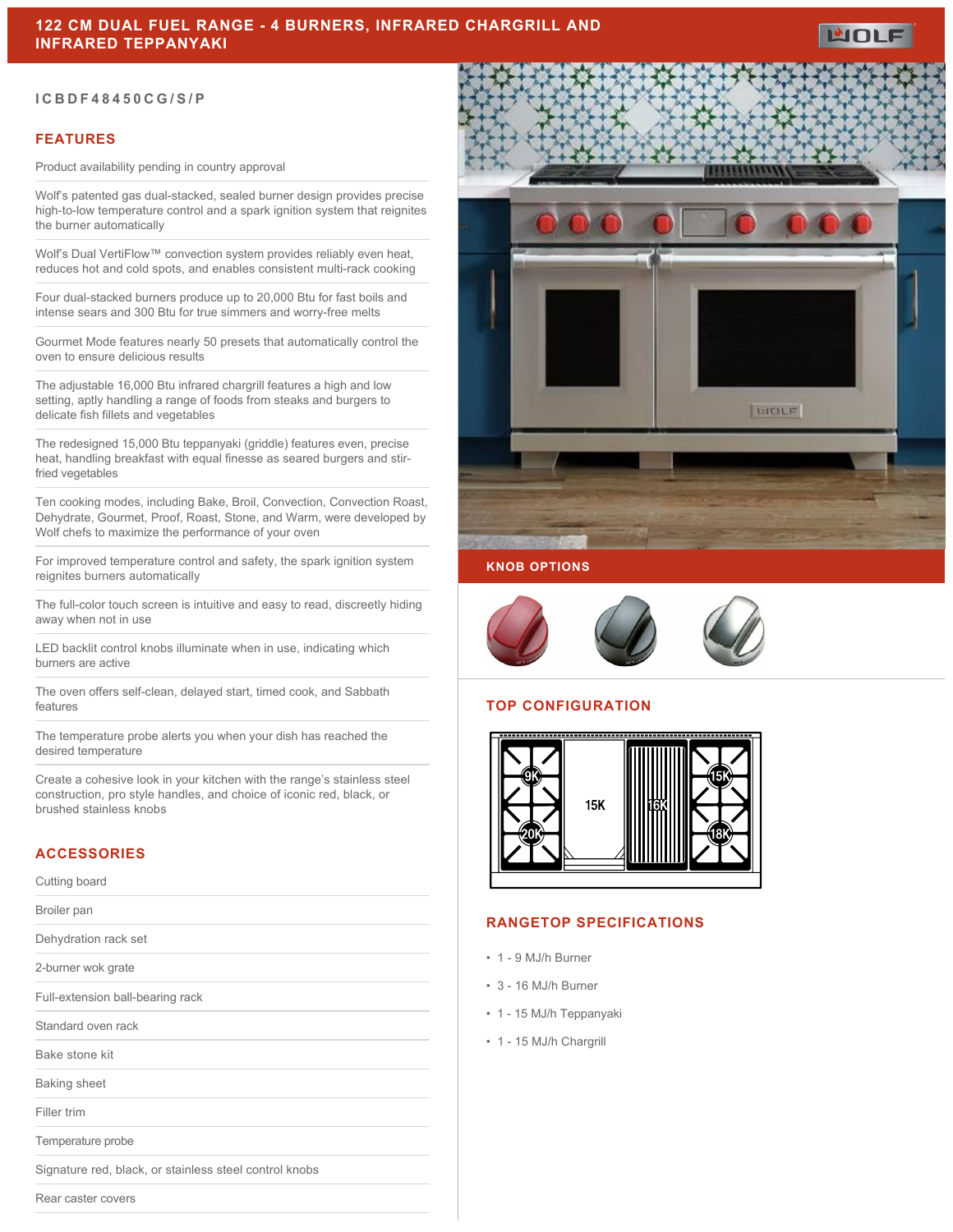# 122 CM DUAL FUEL RANGE - 4 BURNERS, INFRARED CHARGRILL AND INFRARED TEPPANYAKI

ICBDF48450CG/S/P

## FEATURES

Product availability pending in country approval

Wolf's patented gas dual-stacked, sealed burner design provides precise high-to-low temperature control and a spark ignition system that reignites the burner automatically

Wolf's Dual VertiFlow™ convection system provides reliably even heat, reduces hot and cold spots, and enables consistent multi-rack cooking

Four dual-stacked burners produce up to 20,000 Btu for fast boils and intense sears and 300 Btu for true simmers and worry-free melts

Gourmet Mode features nearly 50 presets that automatically control the oven to ensure delicious results

The adjustable 16,000 Btu infrared chargrill features a high and low setting, aptly handling a range of foods from steaks and burgers to delicate fish fillets and vegetables

The redesigned 15,000 Btu teppanyaki (griddle) features even, precise heat, handling breakfast with equal finesse as seared burgers and stir-fried vegetables

Ten cooking modes, including Bake, Broil, Convection, Convection Roast, Dehydrate, Gourmet, Proof, Roast, Stone, and Warm, were developed by Wolf chefs to maximize the performance of your oven

For improved temperature control and safety, the spark ignition system reignites burners automatically

The full-color touch screen is intuitive and easy to read, discreetly hiding away when not in use

LED backlit control knobs illuminate when in use, indicating which burners are active

The oven offers self-clean, delayed start, timed cook, and Sabbath features

The temperature probe alerts you when your dish has reached the desired temperature

Create a cohesive look in your kitchen with the range's stainless steel construction, pro style handles, and choice of iconic red, black, or brushed stainless knobs

## ACCESSORIES

Cutting board

Broiler pan

Dehydration rack set

2-burner wok grate

Full-extension ball-bearing rack

Standard oven rack

Bake stone kit

Baking sheet

Filler trim

Temperature probe

Signature red, black, or stainless steel control knobs

Rear caster covers

## KNOB OPTIONS

## TOP CONFIGURATION

9K, 20K, 15K, 16K, 15K, 18K

## RANGETOP SPECIFICATIONS

- 1 - 9 MJ/h Burner
- 3 - 16 MJ/h Burner
- 1 - 15 MJ/h Teppanyaki
- 1 - 15 MJ/h Chargrill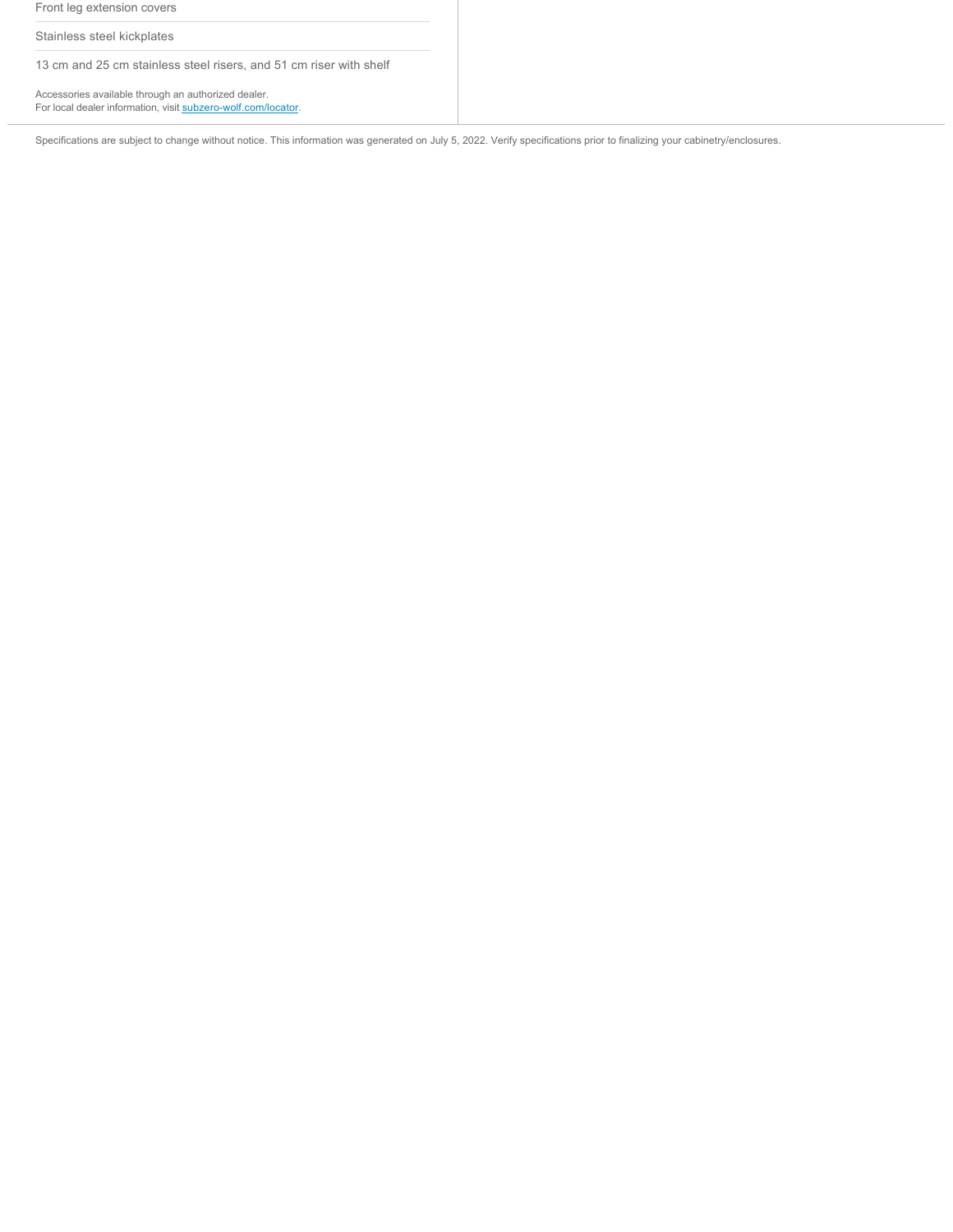Front leg extension covers

Stainless steel kickplates

13 cm and 25 cm stainless steel risers, and 51 cm riser with shelf

Accessories available through an authorized dealer.
For local dealer information, visit [subzero-wolf.com/locator](subzero-wolf.com/locator).

Specifications are subject to change without notice. This information was generated on July 5, 2022. Verify specifications prior to finalizing your cabinetry/enclosures.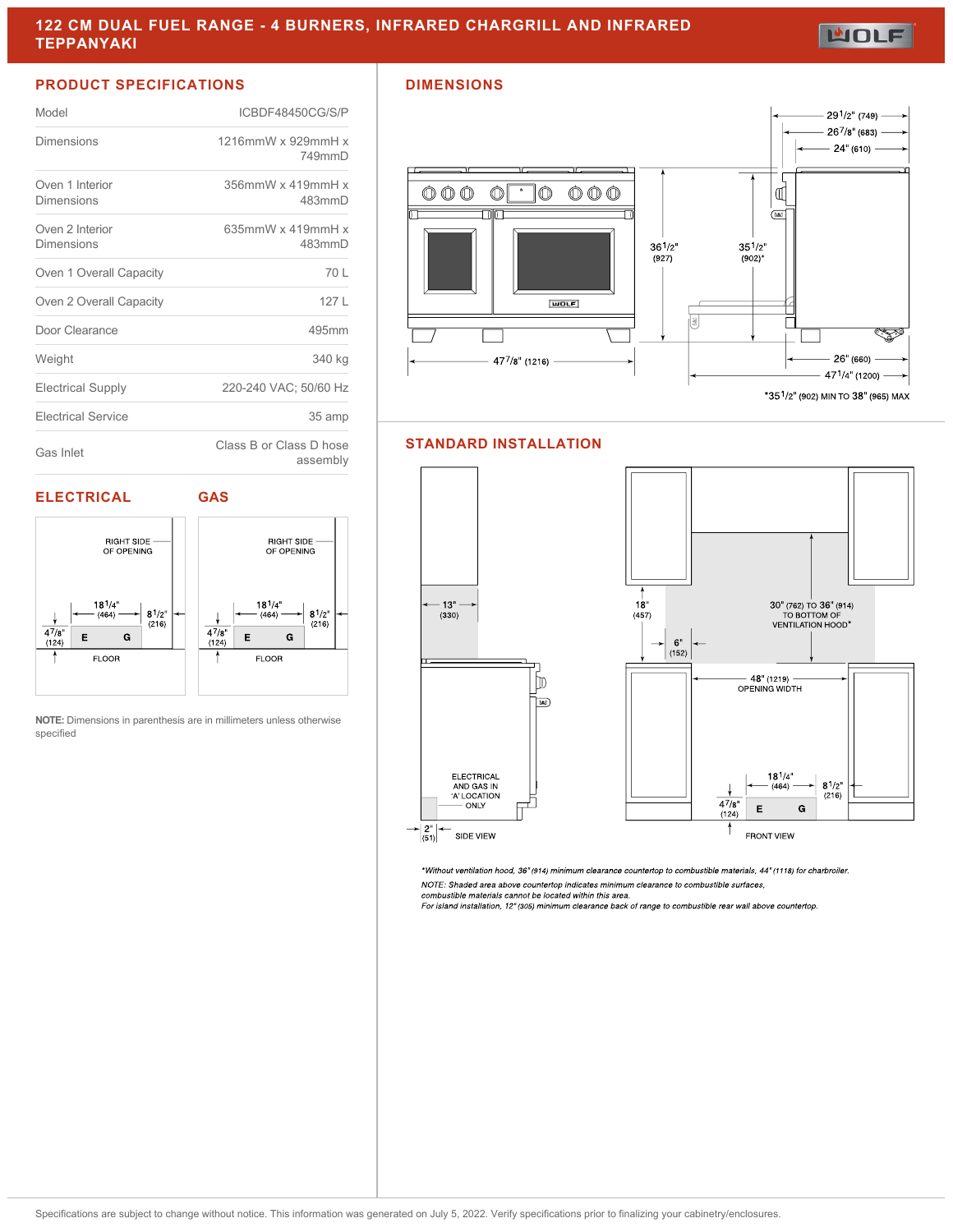# 122 CM DUAL FUEL RANGE - 4 BURNERS, INFRARED CHARGRILL AND INFRARED TEPPANYAKI

## PRODUCT SPECIFICATIONS

| | |
|---|---|
| Model | ICBDF48450CG/S/P |
| Dimensions | 1216mmW x 929mmH x 749mmD |
| Oven 1 Interior Dimensions | 356mmW x 419mmH x 483mmD |
| Oven 2 Interior Dimensions | 635mmW x 419mmH x 483mmD |
| Oven 1 Overall Capacity | 70 L |
| Oven 2 Overall Capacity | 127 L |
| Door Clearance | 495mm |
| Weight | 340 kg |
| Electrical Supply | 220-240 VAC; 50/60 Hz |
| Electrical Service | 35 amp |
| Gas Inlet | Class B or Class D hose assembly |

## ELECTRICAL

RIGHT SIDE OF OPENING

18 1/4" (464)

8 1/2" (216)

4 7/8" (124)

E G

FLOOR

## GAS

RIGHT SIDE OF OPENING

18 1/4" (464)

8 1/2" (216)

4 7/8" (124)

E G

FLOOR

**NOTE:** Dimensions in parenthesis are in millimeters unless otherwise specified

## DIMENSIONS

29 1/2" (749)

26 7/8" (683)

24" (610)

36 1/2" (927)

35 1/2" (902)*

47 7/8" (1216)

26" (660)

47 1/4" (1200)

*35 1/2" (902) MIN TO 38" (965) MAX

## STANDARD INSTALLATION

13" (330)

ELECTRICAL AND GAS IN 'A' LOCATION ONLY

2" (51)

SIDE VIEW

18" (457)

30" (762) TO 36" (914) TO BOTTOM OF VENTILATION HOOD*

6" (152)

48" (1219) OPENING WIDTH

18 1/4" (464)

8 1/2" (216)

4 7/8" (124)

E G

FRONT VIEW

*Without ventilation hood, 36" (914) minimum clearance countertop to combustible materials, 44" (1118) for charbroiler.*

*NOTE: Shaded area above countertop indicates minimum clearance to combustible surfaces, combustible materials cannot be located within this area.*

*For island installation, 12" (305) minimum clearance back of range to combustible rear wall above countertop.*

Specifications are subject to change without notice. This information was generated on July 5, 2022. Verify specifications prior to finalizing your cabinetry/enclosures.